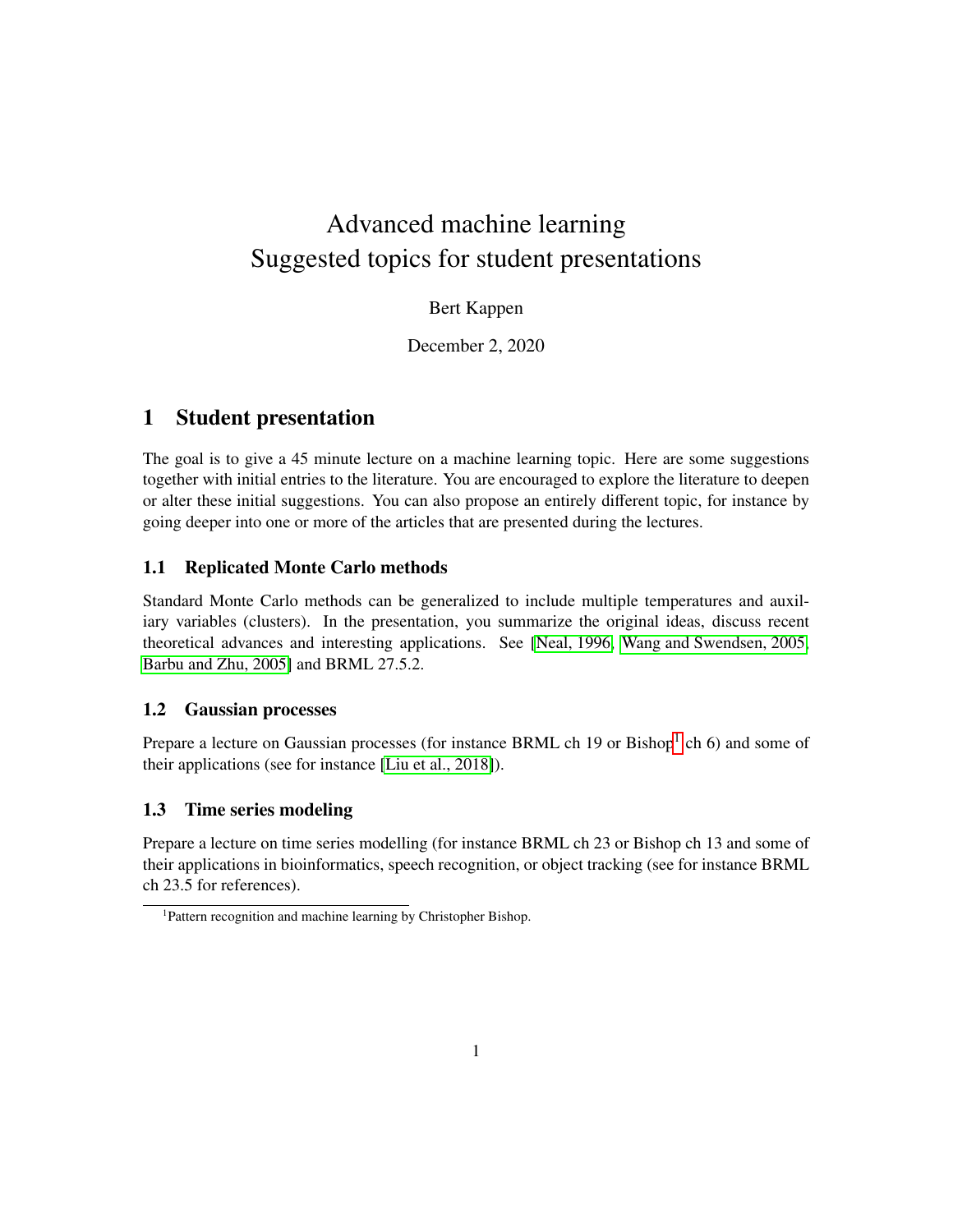# Advanced machine learning
# Suggested topics for student presentations

Bert Kappen

December 2, 2020

## 1 Student presentation

The goal is to give a 45 minute lecture on a machine learning topic. Here are some suggestions together with initial entries to the literature. You are encouraged to explore the literature to deepen or alter these initial suggestions. You can also propose an entirely different topic, for instance by going deeper into one or more of the articles that are presented during the lectures.

### 1.1 Replicated Monte Carlo methods

Standard Monte Carlo methods can be generalized to include multiple temperatures and auxiliary variables (clusters). In the presentation, you summarize the original ideas, discuss recent theoretical advances and interesting applications. See [Neal, 1996, Wang and Swendsen, 2005, Barbu and Zhu, 2005] and BRML 27.5.2.

### 1.2 Gaussian processes

Prepare a lecture on Gaussian processes (for instance BRML ch 19 or Bishop[1] ch 6) and some of their applications (see for instance [Liu et al., 2018]).

### 1.3 Time series modeling

Prepare a lecture on time series modelling (for instance BRML ch 23 or Bishop ch 13 and some of their applications in bioinformatics, speech recognition, or object tracking (see for instance BRML ch 23.5 for references).

[1] Pattern recognition and machine learning by Christopher Bishop.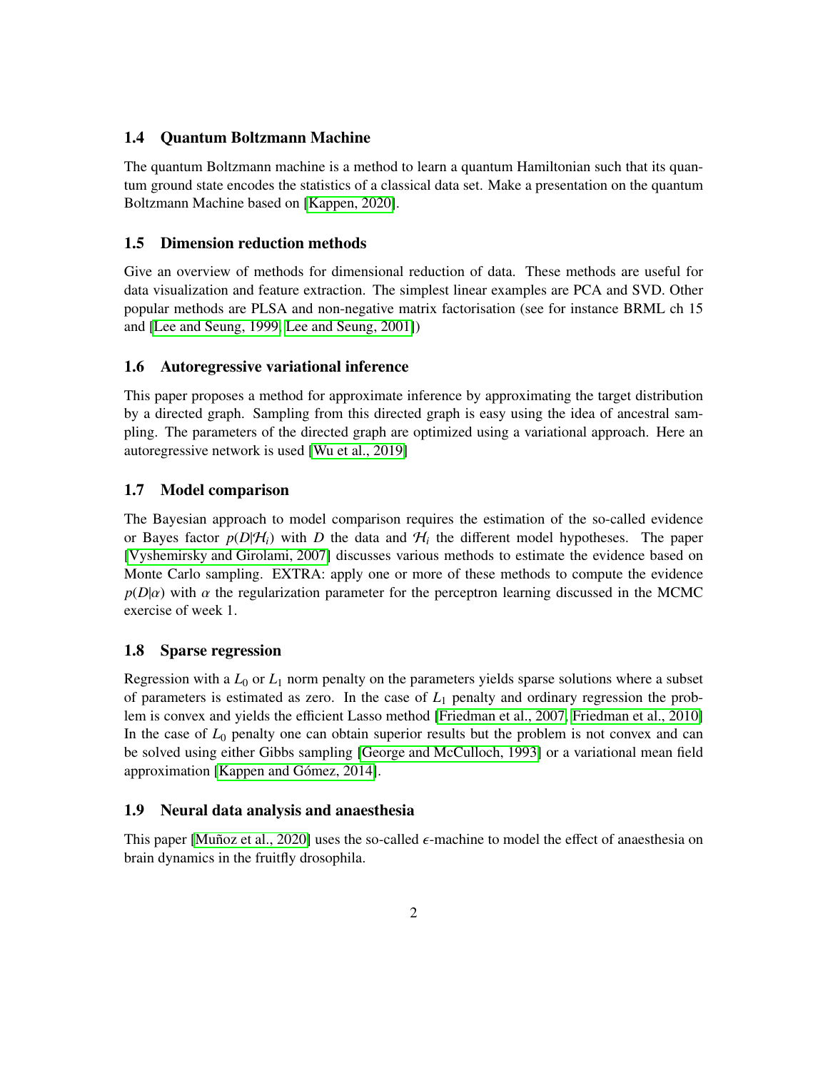### 1.4 Quantum Boltzmann Machine

The quantum Boltzmann machine is a method to learn a quantum Hamiltonian such that its quantum ground state encodes the statistics of a classical data set. Make a presentation on the quantum Boltzmann Machine based on [Kappen, 2020].

### 1.5 Dimension reduction methods

Give an overview of methods for dimensional reduction of data. These methods are useful for data visualization and feature extraction. The simplest linear examples are PCA and SVD. Other popular methods are PLSA and non-negative matrix factorisation (see for instance BRML ch 15 and [Lee and Seung, 1999, Lee and Seung, 2001])

### 1.6 Autoregressive variational inference

This paper proposes a method for approximate inference by approximating the target distribution by a directed graph. Sampling from this directed graph is easy using the idea of ancestral sampling. The parameters of the directed graph are optimized using a variational approach. Here an autoregressive network is used [Wu et al., 2019]

### 1.7 Model comparison

The Bayesian approach to model comparison requires the estimation of the so-called evidence or Bayes factor $p(D|\mathcal{H}_i)$ with $D$ the data and $\mathcal{H}_i$ the different model hypotheses. The paper [Vyshemirsky and Girolami, 2007] discusses various methods to estimate the evidence based on Monte Carlo sampling. EXTRA: apply one or more of these methods to compute the evidence $p(D|\alpha)$ with $\alpha$ the regularization parameter for the perceptron learning discussed in the MCMC exercise of week 1.

### 1.8 Sparse regression

Regression with a $L_0$ or $L_1$ norm penalty on the parameters yields sparse solutions where a subset of parameters is estimated as zero. In the case of $L_1$ penalty and ordinary regression the problem is convex and yields the efficient Lasso method [Friedman et al., 2007, Friedman et al., 2010] In the case of $L_0$ penalty one can obtain superior results but the problem is not convex and can be solved using either Gibbs sampling [George and McCulloch, 1993] or a variational mean field approximation [Kappen and Gómez, 2014].

### 1.9 Neural data analysis and anaesthesia

This paper [Muñoz et al., 2020] uses the so-called $\epsilon$-machine to model the effect of anaesthesia on brain dynamics in the fruitfly drosophila.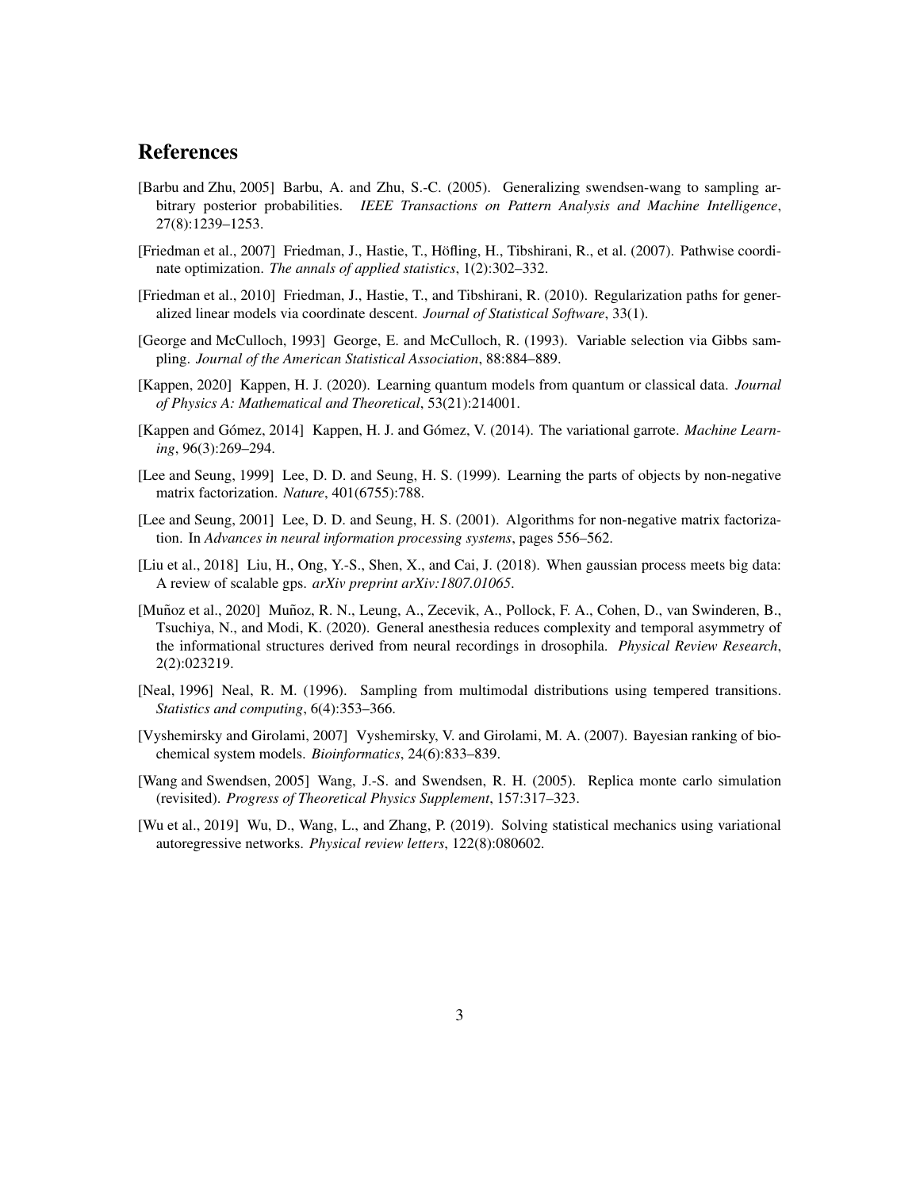# References

[Barbu and Zhu, 2005] Barbu, A. and Zhu, S.-C. (2005). Generalizing swendsen-wang to sampling arbitrary posterior probabilities. *IEEE Transactions on Pattern Analysis and Machine Intelligence*, 27(8):1239–1253.

[Friedman et al., 2007] Friedman, J., Hastie, T., Höfling, H., Tibshirani, R., et al. (2007). Pathwise coordinate optimization. *The annals of applied statistics*, 1(2):302–332.

[Friedman et al., 2010] Friedman, J., Hastie, T., and Tibshirani, R. (2010). Regularization paths for generalized linear models via coordinate descent. *Journal of Statistical Software*, 33(1).

[George and McCulloch, 1993] George, E. and McCulloch, R. (1993). Variable selection via Gibbs sampling. *Journal of the American Statistical Association*, 88:884–889.

[Kappen, 2020] Kappen, H. J. (2020). Learning quantum models from quantum or classical data. *Journal of Physics A: Mathematical and Theoretical*, 53(21):214001.

[Kappen and Gómez, 2014] Kappen, H. J. and Gómez, V. (2014). The variational garrote. *Machine Learning*, 96(3):269–294.

[Lee and Seung, 1999] Lee, D. D. and Seung, H. S. (1999). Learning the parts of objects by non-negative matrix factorization. *Nature*, 401(6755):788.

[Lee and Seung, 2001] Lee, D. D. and Seung, H. S. (2001). Algorithms for non-negative matrix factorization. In *Advances in neural information processing systems*, pages 556–562.

[Liu et al., 2018] Liu, H., Ong, Y.-S., Shen, X., and Cai, J. (2018). When gaussian process meets big data: A review of scalable gps. *arXiv preprint arXiv:1807.01065*.

[Muñoz et al., 2020] Muñoz, R. N., Leung, A., Zecevik, A., Pollock, F. A., Cohen, D., van Swinderen, B., Tsuchiya, N., and Modi, K. (2020). General anesthesia reduces complexity and temporal asymmetry of the informational structures derived from neural recordings in drosophila. *Physical Review Research*, 2(2):023219.

[Neal, 1996] Neal, R. M. (1996). Sampling from multimodal distributions using tempered transitions. *Statistics and computing*, 6(4):353–366.

[Vyshemirsky and Girolami, 2007] Vyshemirsky, V. and Girolami, M. A. (2007). Bayesian ranking of biochemical system models. *Bioinformatics*, 24(6):833–839.

[Wang and Swendsen, 2005] Wang, J.-S. and Swendsen, R. H. (2005). Replica monte carlo simulation (revisited). *Progress of Theoretical Physics Supplement*, 157:317–323.

[Wu et al., 2019] Wu, D., Wang, L., and Zhang, P. (2019). Solving statistical mechanics using variational autoregressive networks. *Physical review letters*, 122(8):080602.